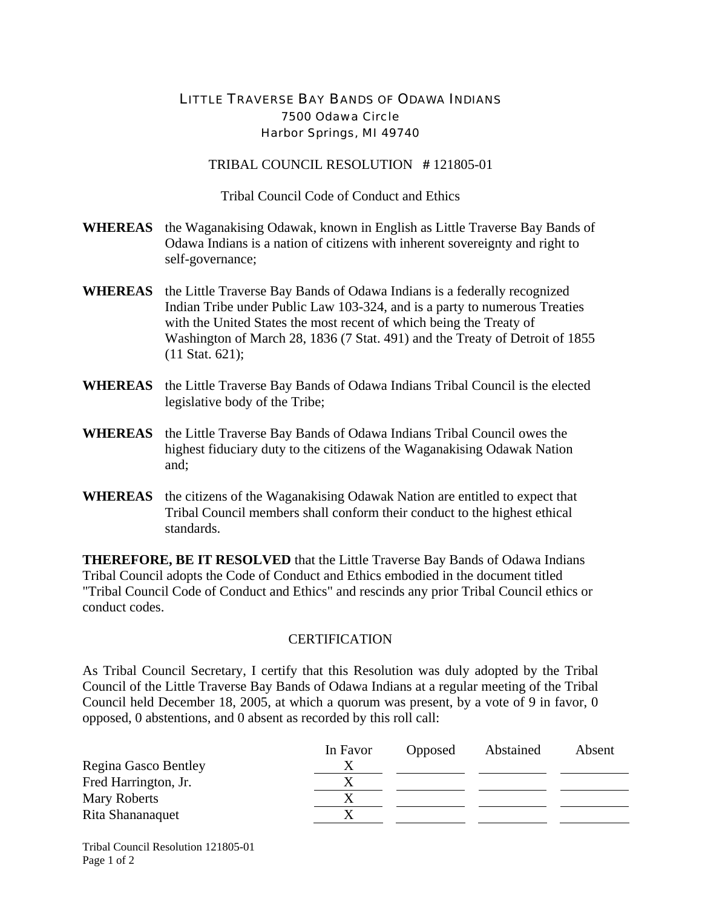# LITTLE TRAVERSE BAY BANDS OF ODAWA INDIANS

7500 Odawa Circle
Harbor Springs, MI 49740

## TRIBAL COUNCIL RESOLUTION # 121805-01

Tribal Council Code of Conduct and Ethics

**WHEREAS** the Waganakising Odawak, known in English as Little Traverse Bay Bands of Odawa Indians is a nation of citizens with inherent sovereignty and right to self-governance;

**WHEREAS** the Little Traverse Bay Bands of Odawa Indians is a federally recognized Indian Tribe under Public Law 103-324, and is a party to numerous Treaties with the United States the most recent of which being the Treaty of Washington of March 28, 1836 (7 Stat. 491) and the Treaty of Detroit of 1855 (11 Stat. 621);

**WHEREAS** the Little Traverse Bay Bands of Odawa Indians Tribal Council is the elected legislative body of the Tribe;

**WHEREAS** the Little Traverse Bay Bands of Odawa Indians Tribal Council owes the highest fiduciary duty to the citizens of the Waganakising Odawak Nation and;

**WHEREAS** the citizens of the Waganakising Odawak Nation are entitled to expect that Tribal Council members shall conform their conduct to the highest ethical standards.

**THEREFORE, BE IT RESOLVED** that the Little Traverse Bay Bands of Odawa Indians Tribal Council adopts the Code of Conduct and Ethics embodied in the document titled "Tribal Council Code of Conduct and Ethics" and rescinds any prior Tribal Council ethics or conduct codes.

## CERTIFICATION

As Tribal Council Secretary, I certify that this Resolution was duly adopted by the Tribal Council of the Little Traverse Bay Bands of Odawa Indians at a regular meeting of the Tribal Council held December 18, 2005, at which a quorum was present, by a vote of 9 in favor, 0 opposed, 0 abstentions, and 0 absent as recorded by this roll call:

| | In Favor | Opposed | Abstained | Absent |
|---|---|---|---|---|
| Regina Gasco Bentley | X | | | |
| Fred Harrington, Jr. | X | | | |
| Mary Roberts | X | | | |
| Rita Shananaquet | X | | | |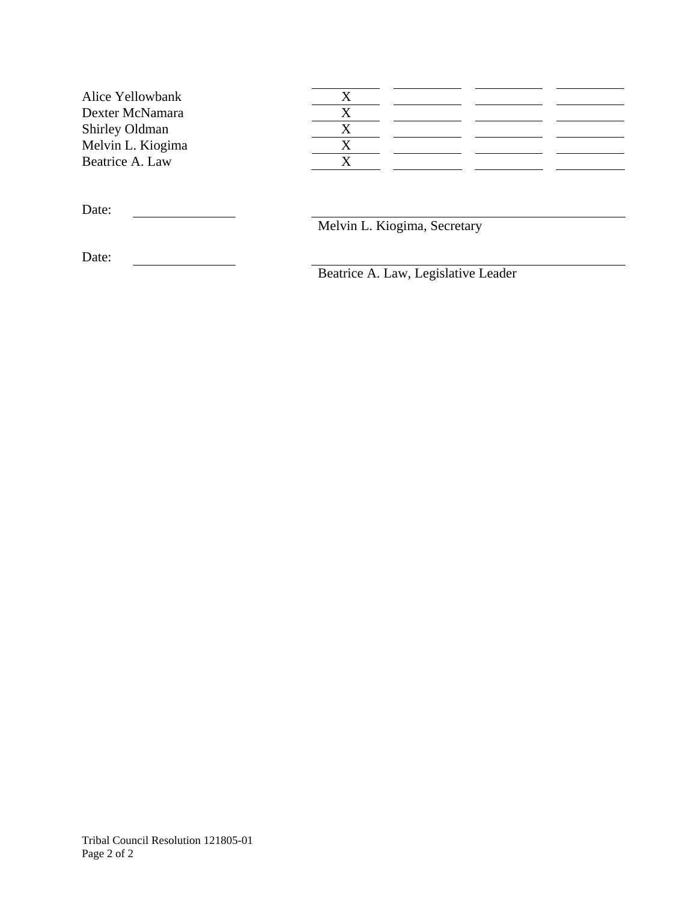| | | | | |
|---|---|---|---|---|
| Alice Yellowbank | X | | | |
| Dexter McNamara | X | | | |
| Shirley Oldman | X | | | |
| Melvin L. Kiogima | X | | | |
| Beatrice A. Law | X | | | |

Date: ______________

______________________________
Melvin L. Kiogima, Secretary

Date: ______________

______________________________
Beatrice A. Law, Legislative Leader

Tribal Council Resolution 121805-01